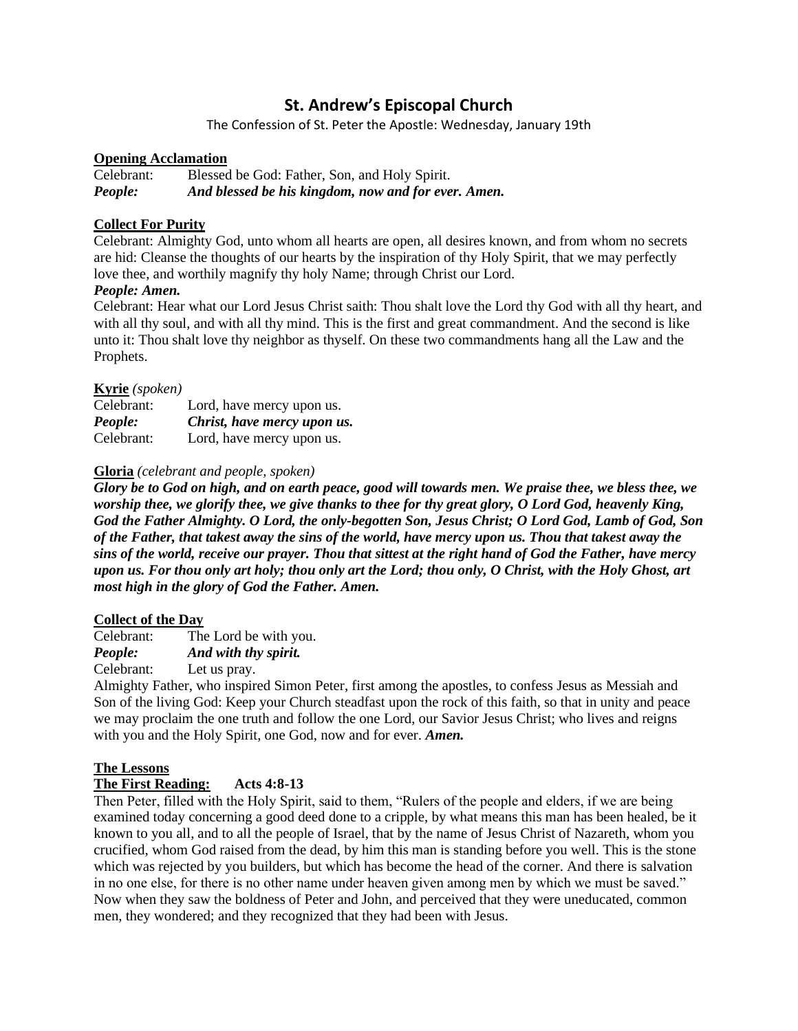# St. Andrew's Episcopal Church

The Confession of St. Peter the Apostle: Wednesday, January 19th

**Opening Acclamation**

Celebrant: Blessed be God: Father, Son, and Holy Spirit.
***People: And blessed be his kingdom, now and for ever. Amen.***

**Collect For Purity**

Celebrant: Almighty God, unto whom all hearts are open, all desires known, and from whom no secrets are hid: Cleanse the thoughts of our hearts by the inspiration of thy Holy Spirit, that we may perfectly love thee, and worthily magnify thy holy Name; through Christ our Lord.

***People: Amen.***

Celebrant: Hear what our Lord Jesus Christ saith: Thou shalt love the Lord thy God with all thy heart, and with all thy soul, and with all thy mind. This is the first and great commandment. And the second is like unto it: Thou shalt love thy neighbor as thyself. On these two commandments hang all the Law and the Prophets.

**Kyrie** *(spoken)*

Celebrant: Lord, have mercy upon us.
***People: Christ, have mercy upon us.***
Celebrant: Lord, have mercy upon us.

**Gloria** *(celebrant and people, spoken)*

***Glory be to God on high, and on earth peace, good will towards men. We praise thee, we bless thee, we worship thee, we glorify thee, we give thanks to thee for thy great glory, O Lord God, heavenly King, God the Father Almighty. O Lord, the only-begotten Son, Jesus Christ; O Lord God, Lamb of God, Son of the Father, that takest away the sins of the world, have mercy upon us. Thou that takest away the sins of the world, receive our prayer. Thou that sittest at the right hand of God the Father, have mercy upon us. For thou only art holy; thou only art the Lord; thou only, O Christ, with the Holy Ghost, art most high in the glory of God the Father. Amen.***

**Collect of the Day**

Celebrant: The Lord be with you.
***People: And with thy spirit.***
Celebrant: Let us pray.

Almighty Father, who inspired Simon Peter, first among the apostles, to confess Jesus as Messiah and Son of the living God: Keep your Church steadfast upon the rock of this faith, so that in unity and peace we may proclaim the one truth and follow the one Lord, our Savior Jesus Christ; who lives and reigns with you and the Holy Spirit, one God, now and for ever. ***Amen.***

**The Lessons**

**The First Reading: Acts 4:8-13**

Then Peter, filled with the Holy Spirit, said to them, "Rulers of the people and elders, if we are being examined today concerning a good deed done to a cripple, by what means this man has been healed, be it known to you all, and to all the people of Israel, that by the name of Jesus Christ of Nazareth, whom you crucified, whom God raised from the dead, by him this man is standing before you well. This is the stone which was rejected by you builders, but which has become the head of the corner. And there is salvation in no one else, for there is no other name under heaven given among men by which we must be saved." Now when they saw the boldness of Peter and John, and perceived that they were uneducated, common men, they wondered; and they recognized that they had been with Jesus.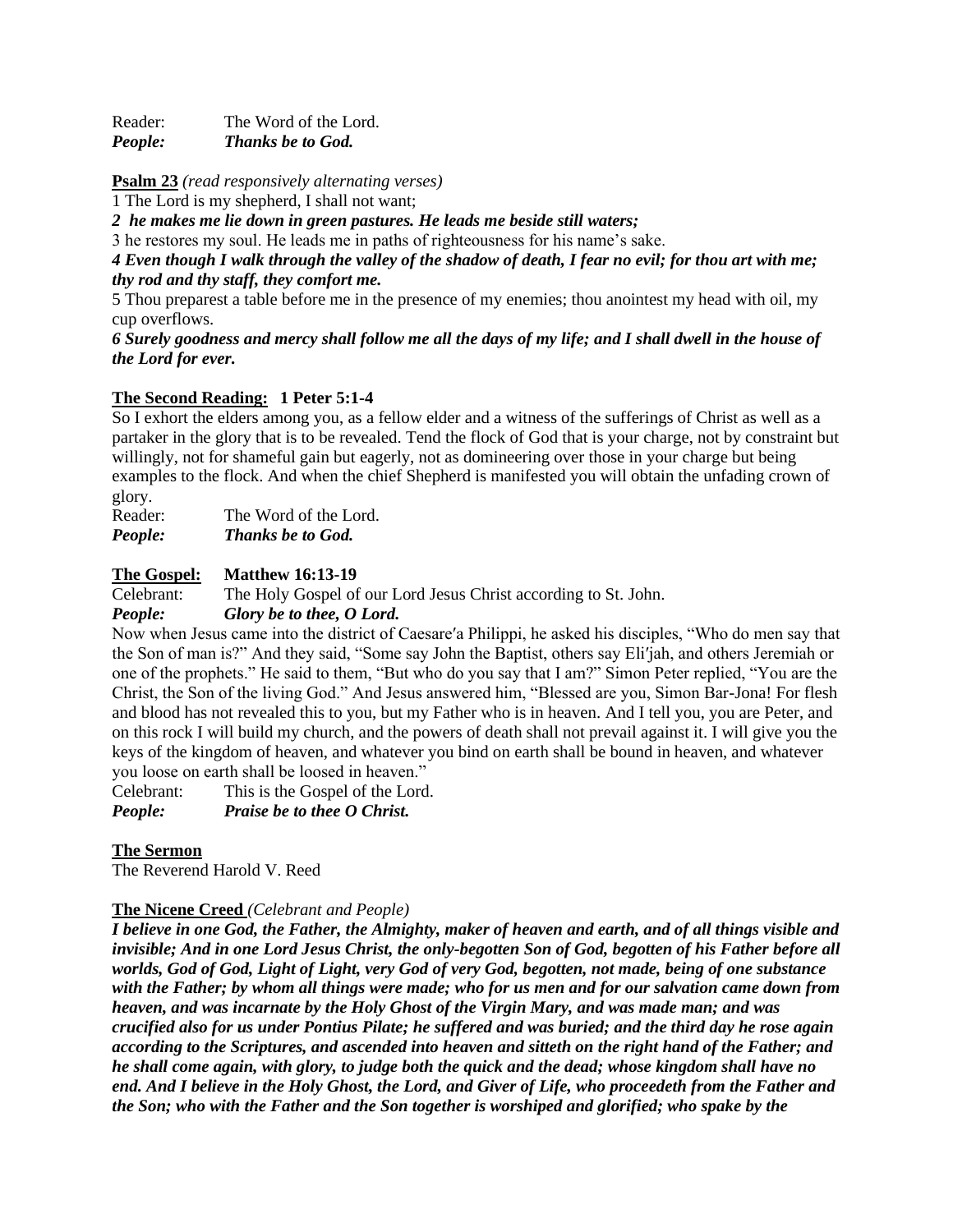Reader: The Word of the Lord.
***People:*** ***Thanks be to God.***

**Psalm 23** *(read responsively alternating verses)*

1 The Lord is my shepherd, I shall not want;

***2 he makes me lie down in green pastures. He leads me beside still waters;***

3 he restores my soul. He leads me in paths of righteousness for his name's sake.

***4 Even though I walk through the valley of the shadow of death, I fear no evil; for thou art with me; thy rod and thy staff, they comfort me.***

5 Thou preparest a table before me in the presence of my enemies; thou anointest my head with oil, my cup overflows.

***6 Surely goodness and mercy shall follow me all the days of my life; and I shall dwell in the house of the Lord for ever.***

**The Second Reading: 1 Peter 5:1-4**

So I exhort the elders among you, as a fellow elder and a witness of the sufferings of Christ as well as a partaker in the glory that is to be revealed. Tend the flock of God that is your charge, not by constraint but willingly, not for shameful gain but eagerly, not as domineering over those in your charge but being examples to the flock. And when the chief Shepherd is manifested you will obtain the unfading crown of glory.

Reader: The Word of the Lord.
***People:*** ***Thanks be to God.***

**The Gospel: Matthew 16:13-19**

Celebrant: The Holy Gospel of our Lord Jesus Christ according to St. John.
***People:*** ***Glory be to thee, O Lord.***

Now when Jesus came into the district of Caesare′a Philippi, he asked his disciples, "Who do men say that the Son of man is?" And they said, "Some say John the Baptist, others say Eli′jah, and others Jeremiah or one of the prophets." He said to them, "But who do you say that I am?" Simon Peter replied, "You are the Christ, the Son of the living God." And Jesus answered him, "Blessed are you, Simon Bar-Jona! For flesh and blood has not revealed this to you, but my Father who is in heaven. And I tell you, you are Peter, and on this rock I will build my church, and the powers of death shall not prevail against it. I will give you the keys of the kingdom of heaven, and whatever you bind on earth shall be bound in heaven, and whatever you loose on earth shall be loosed in heaven."

Celebrant: This is the Gospel of the Lord.
***People:*** ***Praise be to thee O Christ.***

**The Sermon**

The Reverend Harold V. Reed

**The Nicene Creed** *(Celebrant and People)*

***I believe in one God, the Father, the Almighty, maker of heaven and earth, and of all things visible and invisible; And in one Lord Jesus Christ, the only-begotten Son of God, begotten of his Father before all worlds, God of God, Light of Light, very God of very God, begotten, not made, being of one substance with the Father; by whom all things were made; who for us men and for our salvation came down from heaven, and was incarnate by the Holy Ghost of the Virgin Mary, and was made man; and was crucified also for us under Pontius Pilate; he suffered and was buried; and the third day he rose again according to the Scriptures, and ascended into heaven and sitteth on the right hand of the Father; and he shall come again, with glory, to judge both the quick and the dead; whose kingdom shall have no end. And I believe in the Holy Ghost, the Lord, and Giver of Life, who proceedeth from the Father and the Son; who with the Father and the Son together is worshiped and glorified; who spake by the***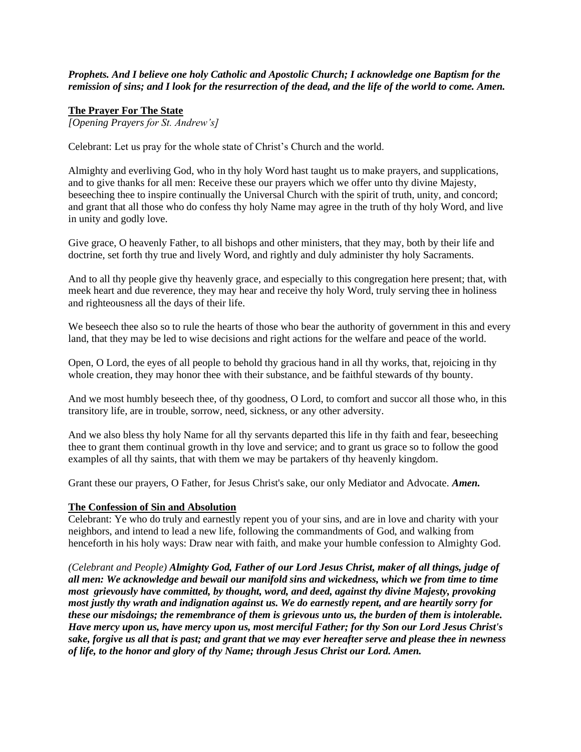***Prophets. And I believe one holy Catholic and Apostolic Church; I acknowledge one Baptism for the remission of sins; and I look for the resurrection of the dead, and the life of the world to come. Amen.***

## The Prayer For The State

*[Opening Prayers for St. Andrew's]*

Celebrant: Let us pray for the whole state of Christ's Church and the world.

Almighty and everliving God, who in thy holy Word hast taught us to make prayers, and supplications, and to give thanks for all men: Receive these our prayers which we offer unto thy divine Majesty, beseeching thee to inspire continually the Universal Church with the spirit of truth, unity, and concord; and grant that all those who do confess thy holy Name may agree in the truth of thy holy Word, and live in unity and godly love.

Give grace, O heavenly Father, to all bishops and other ministers, that they may, both by their life and doctrine, set forth thy true and lively Word, and rightly and duly administer thy holy Sacraments.

And to all thy people give thy heavenly grace, and especially to this congregation here present; that, with meek heart and due reverence, they may hear and receive thy holy Word, truly serving thee in holiness and righteousness all the days of their life.

We beseech thee also so to rule the hearts of those who bear the authority of government in this and every land, that they may be led to wise decisions and right actions for the welfare and peace of the world.

Open, O Lord, the eyes of all people to behold thy gracious hand in all thy works, that, rejoicing in thy whole creation, they may honor thee with their substance, and be faithful stewards of thy bounty.

And we most humbly beseech thee, of thy goodness, O Lord, to comfort and succor all those who, in this transitory life, are in trouble, sorrow, need, sickness, or any other adversity.

And we also bless thy holy Name for all thy servants departed this life in thy faith and fear, beseeching thee to grant them continual growth in thy love and service; and to grant us grace so to follow the good examples of all thy saints, that with them we may be partakers of thy heavenly kingdom.

Grant these our prayers, O Father, for Jesus Christ's sake, our only Mediator and Advocate. ***Amen.***

## The Confession of Sin and Absolution

Celebrant: Ye who do truly and earnestly repent you of your sins, and are in love and charity with your neighbors, and intend to lead a new life, following the commandments of God, and walking from henceforth in his holy ways: Draw near with faith, and make your humble confession to Almighty God.

*(Celebrant and People)* ***Almighty God, Father of our Lord Jesus Christ, maker of all things, judge of all men: We acknowledge and bewail our manifold sins and wickedness, which we from time to time most grievously have committed, by thought, word, and deed, against thy divine Majesty, provoking most justly thy wrath and indignation against us. We do earnestly repent, and are heartily sorry for these our misdoings; the remembrance of them is grievous unto us, the burden of them is intolerable. Have mercy upon us, have mercy upon us, most merciful Father; for thy Son our Lord Jesus Christ's sake, forgive us all that is past; and grant that we may ever hereafter serve and please thee in newness of life, to the honor and glory of thy Name; through Jesus Christ our Lord. Amen.***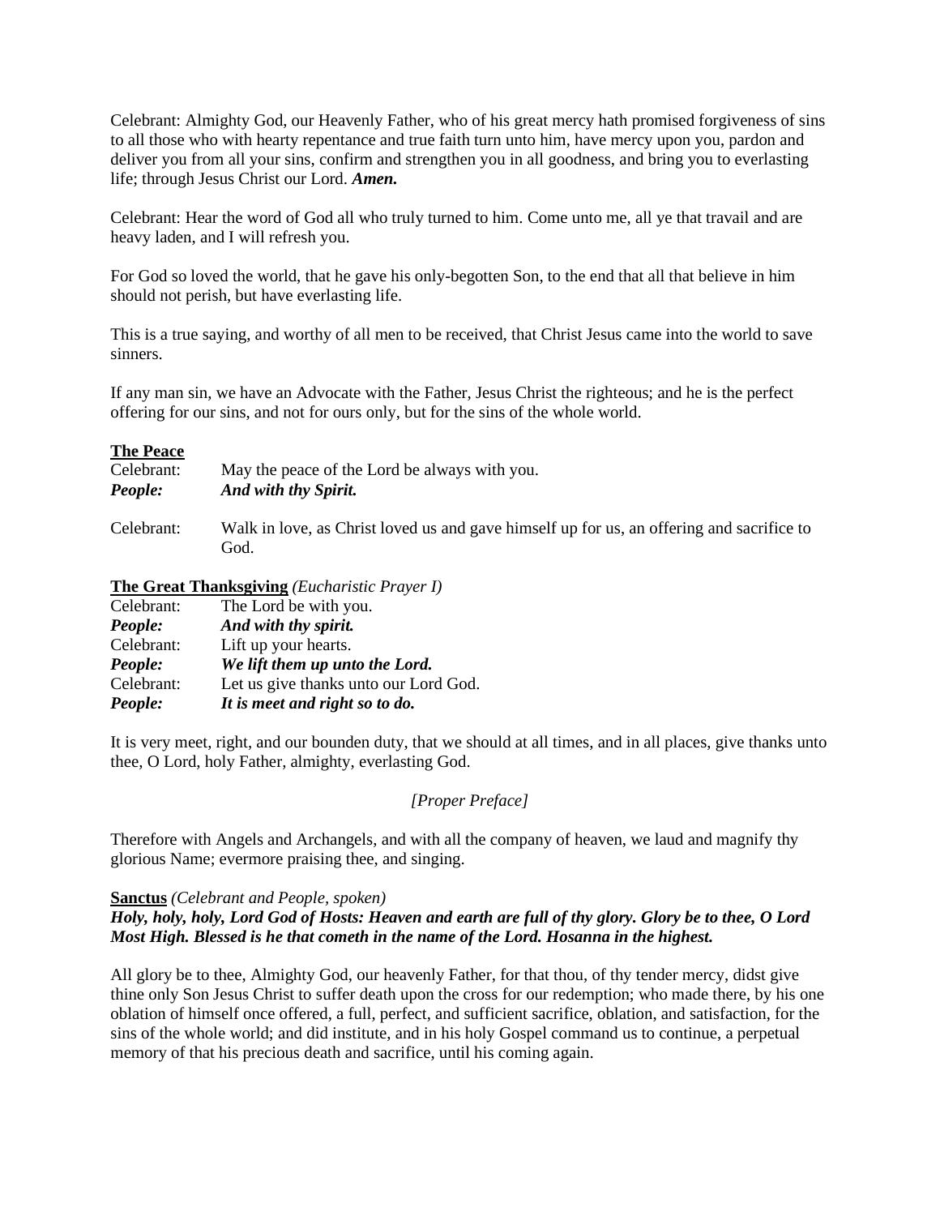Celebrant: Almighty God, our Heavenly Father, who of his great mercy hath promised forgiveness of sins to all those who with hearty repentance and true faith turn unto him, have mercy upon you, pardon and deliver you from all your sins, confirm and strengthen you in all goodness, and bring you to everlasting life; through Jesus Christ our Lord. ***Amen.***

Celebrant: Hear the word of God all who truly turned to him. Come unto me, all ye that travail and are heavy laden, and I will refresh you.

For God so loved the world, that he gave his only-begotten Son, to the end that all that believe in him should not perish, but have everlasting life.

This is a true saying, and worthy of all men to be received, that Christ Jesus came into the world to save sinners.

If any man sin, we have an Advocate with the Father, Jesus Christ the righteous; and he is the perfect offering for our sins, and not for ours only, but for the sins of the whole world.

**The Peace**

Celebrant: May the peace of the Lord be always with you.
***People: And with thy Spirit.***

Celebrant: Walk in love, as Christ loved us and gave himself up for us, an offering and sacrifice to God.

**The Great Thanksgiving** *(Eucharistic Prayer I)*

Celebrant: The Lord be with you.
***People: And with thy spirit.***
Celebrant: Lift up your hearts.
***People: We lift them up unto the Lord.***
Celebrant: Let us give thanks unto our Lord God.
***People: It is meet and right so to do.***

It is very meet, right, and our bounden duty, that we should at all times, and in all places, give thanks unto thee, O Lord, holy Father, almighty, everlasting God.

*[Proper Preface]*

Therefore with Angels and Archangels, and with all the company of heaven, we laud and magnify thy glorious Name; evermore praising thee, and singing.

**Sanctus** *(Celebrant and People, spoken)*
***Holy, holy, holy, Lord God of Hosts: Heaven and earth are full of thy glory. Glory be to thee, O Lord Most High. Blessed is he that cometh in the name of the Lord. Hosanna in the highest.***

All glory be to thee, Almighty God, our heavenly Father, for that thou, of thy tender mercy, didst give thine only Son Jesus Christ to suffer death upon the cross for our redemption; who made there, by his one oblation of himself once offered, a full, perfect, and sufficient sacrifice, oblation, and satisfaction, for the sins of the whole world; and did institute, and in his holy Gospel command us to continue, a perpetual memory of that his precious death and sacrifice, until his coming again.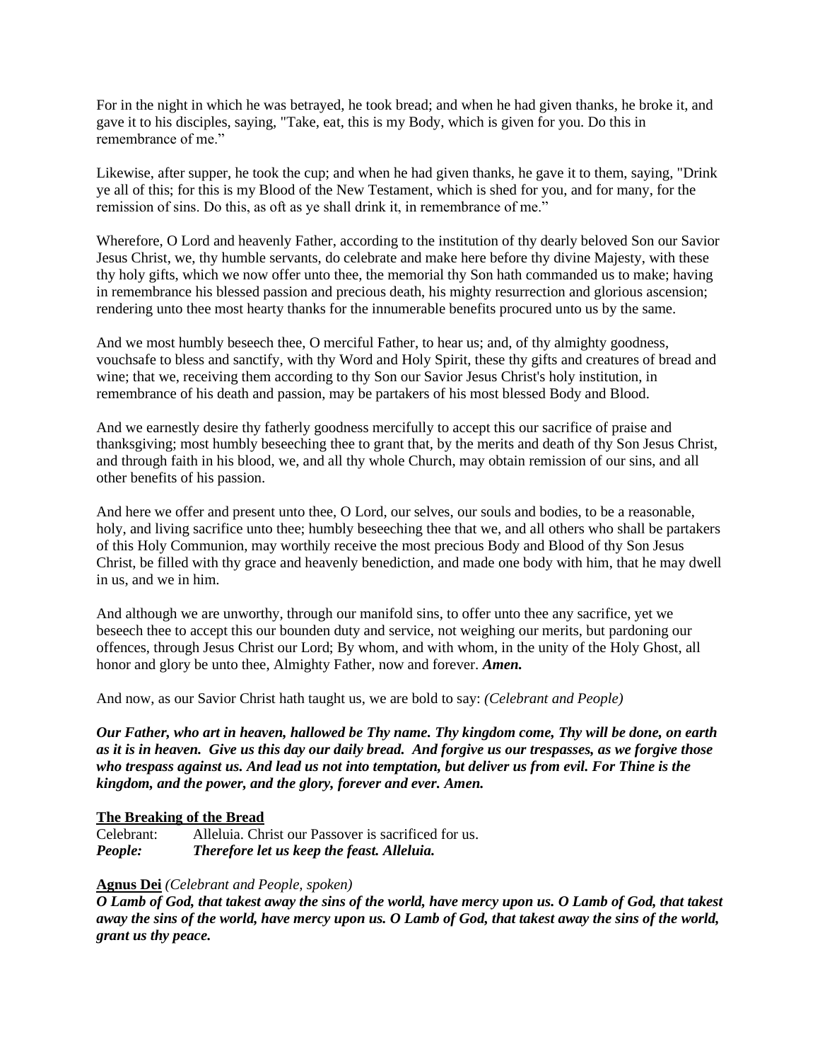For in the night in which he was betrayed, he took bread; and when he had given thanks, he broke it, and gave it to his disciples, saying, "Take, eat, this is my Body, which is given for you. Do this in remembrance of me."

Likewise, after supper, he took the cup; and when he had given thanks, he gave it to them, saying, "Drink ye all of this; for this is my Blood of the New Testament, which is shed for you, and for many, for the remission of sins. Do this, as oft as ye shall drink it, in remembrance of me."

Wherefore, O Lord and heavenly Father, according to the institution of thy dearly beloved Son our Savior Jesus Christ, we, thy humble servants, do celebrate and make here before thy divine Majesty, with these thy holy gifts, which we now offer unto thee, the memorial thy Son hath commanded us to make; having in remembrance his blessed passion and precious death, his mighty resurrection and glorious ascension; rendering unto thee most hearty thanks for the innumerable benefits procured unto us by the same.

And we most humbly beseech thee, O merciful Father, to hear us; and, of thy almighty goodness, vouchsafe to bless and sanctify, with thy Word and Holy Spirit, these thy gifts and creatures of bread and wine; that we, receiving them according to thy Son our Savior Jesus Christ's holy institution, in remembrance of his death and passion, may be partakers of his most blessed Body and Blood.

And we earnestly desire thy fatherly goodness mercifully to accept this our sacrifice of praise and thanksgiving; most humbly beseeching thee to grant that, by the merits and death of thy Son Jesus Christ, and through faith in his blood, we, and all thy whole Church, may obtain remission of our sins, and all other benefits of his passion.

And here we offer and present unto thee, O Lord, our selves, our souls and bodies, to be a reasonable, holy, and living sacrifice unto thee; humbly beseeching thee that we, and all others who shall be partakers of this Holy Communion, may worthily receive the most precious Body and Blood of thy Son Jesus Christ, be filled with thy grace and heavenly benediction, and made one body with him, that he may dwell in us, and we in him.

And although we are unworthy, through our manifold sins, to offer unto thee any sacrifice, yet we beseech thee to accept this our bounden duty and service, not weighing our merits, but pardoning our offences, through Jesus Christ our Lord; By whom, and with whom, in the unity of the Holy Ghost, all honor and glory be unto thee, Almighty Father, now and forever. ***Amen.***

And now, as our Savior Christ hath taught us, we are bold to say: *(Celebrant and People)*

***Our Father, who art in heaven, hallowed be Thy name. Thy kingdom come, Thy will be done, on earth as it is in heaven. Give us this day our daily bread. And forgive us our trespasses, as we forgive those who trespass against us. And lead us not into temptation, but deliver us from evil. For Thine is the kingdom, and the power, and the glory, forever and ever. Amen.***

**The Breaking of the Bread**

Celebrant: Alleluia. Christ our Passover is sacrificed for us.
***People:*** ***Therefore let us keep the feast. Alleluia.***

**Agnus Dei** *(Celebrant and People, spoken)*

***O Lamb of God, that takest away the sins of the world, have mercy upon us. O Lamb of God, that takest away the sins of the world, have mercy upon us. O Lamb of God, that takest away the sins of the world, grant us thy peace.***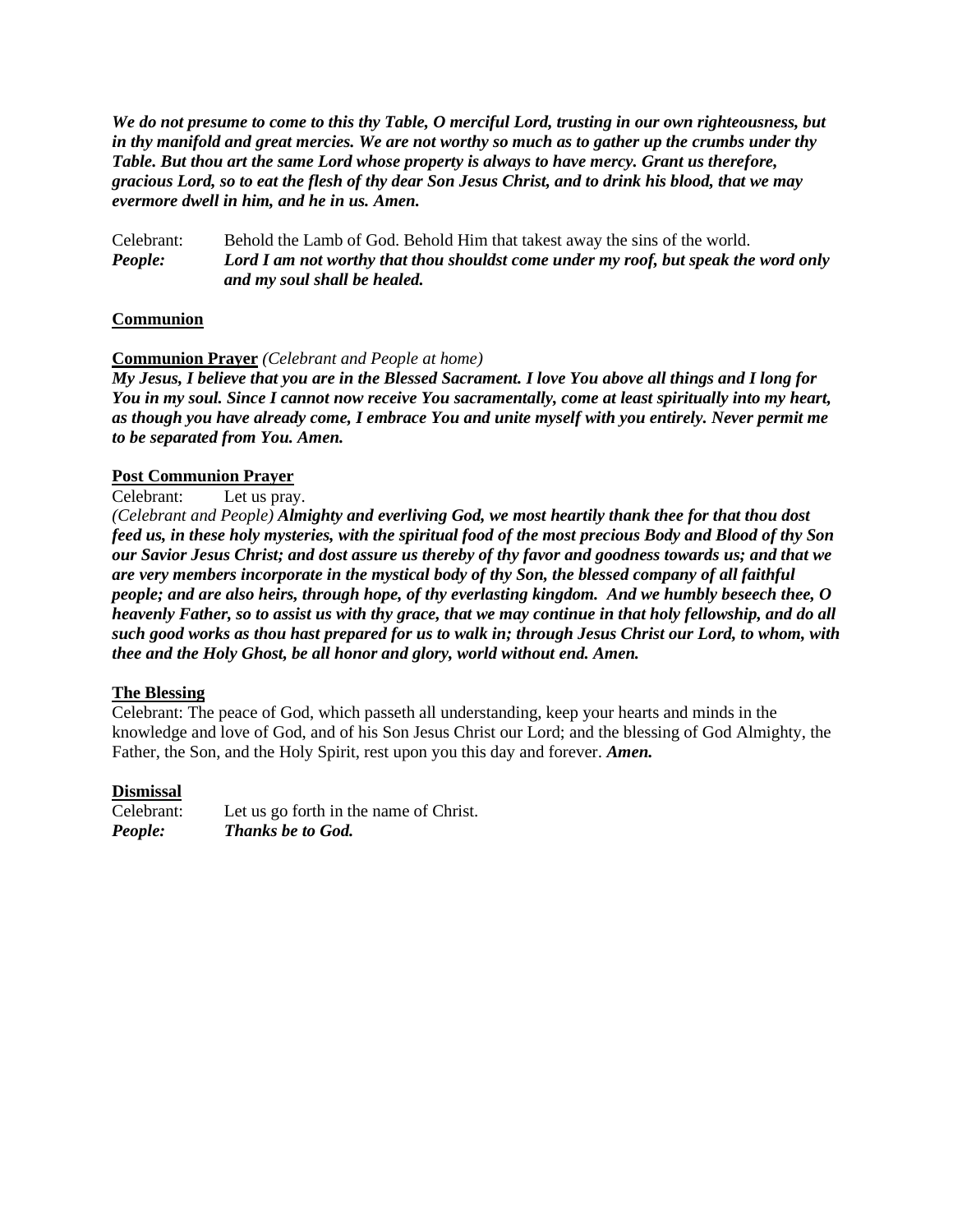***We do not presume to come to this thy Table, O merciful Lord, trusting in our own righteousness, but in thy manifold and great mercies. We are not worthy so much as to gather up the crumbs under thy Table. But thou art the same Lord whose property is always to have mercy. Grant us therefore, gracious Lord, so to eat the flesh of thy dear Son Jesus Christ, and to drink his blood, that we may evermore dwell in him, and he in us. Amen.***

Celebrant: Behold the Lamb of God. Behold Him that takest away the sins of the world.
***People:*** ***Lord I am not worthy that thou shouldst come under my roof, but speak the word only and my soul shall be healed.***

**Communion**

**Communion Prayer** *(Celebrant and People at home)*
***My Jesus, I believe that you are in the Blessed Sacrament. I love You above all things and I long for You in my soul. Since I cannot now receive You sacramentally, come at least spiritually into my heart, as though you have already come, I embrace You and unite myself with you entirely. Never permit me to be separated from You. Amen.***

**Post Communion Prayer**
Celebrant: Let us pray.
*(Celebrant and People)* ***Almighty and everliving God, we most heartily thank thee for that thou dost feed us, in these holy mysteries, with the spiritual food of the most precious Body and Blood of thy Son our Savior Jesus Christ; and dost assure us thereby of thy favor and goodness towards us; and that we are very members incorporate in the mystical body of thy Son, the blessed company of all faithful people; and are also heirs, through hope, of thy everlasting kingdom. And we humbly beseech thee, O heavenly Father, so to assist us with thy grace, that we may continue in that holy fellowship, and do all such good works as thou hast prepared for us to walk in; through Jesus Christ our Lord, to whom, with thee and the Holy Ghost, be all honor and glory, world without end. Amen.***

**The Blessing**
Celebrant: The peace of God, which passeth all understanding, keep your hearts and minds in the knowledge and love of God, and of his Son Jesus Christ our Lord; and the blessing of God Almighty, the Father, the Son, and the Holy Spirit, rest upon you this day and forever. ***Amen.***

**Dismissal**
Celebrant: Let us go forth in the name of Christ.
***People:*** ***Thanks be to God.***